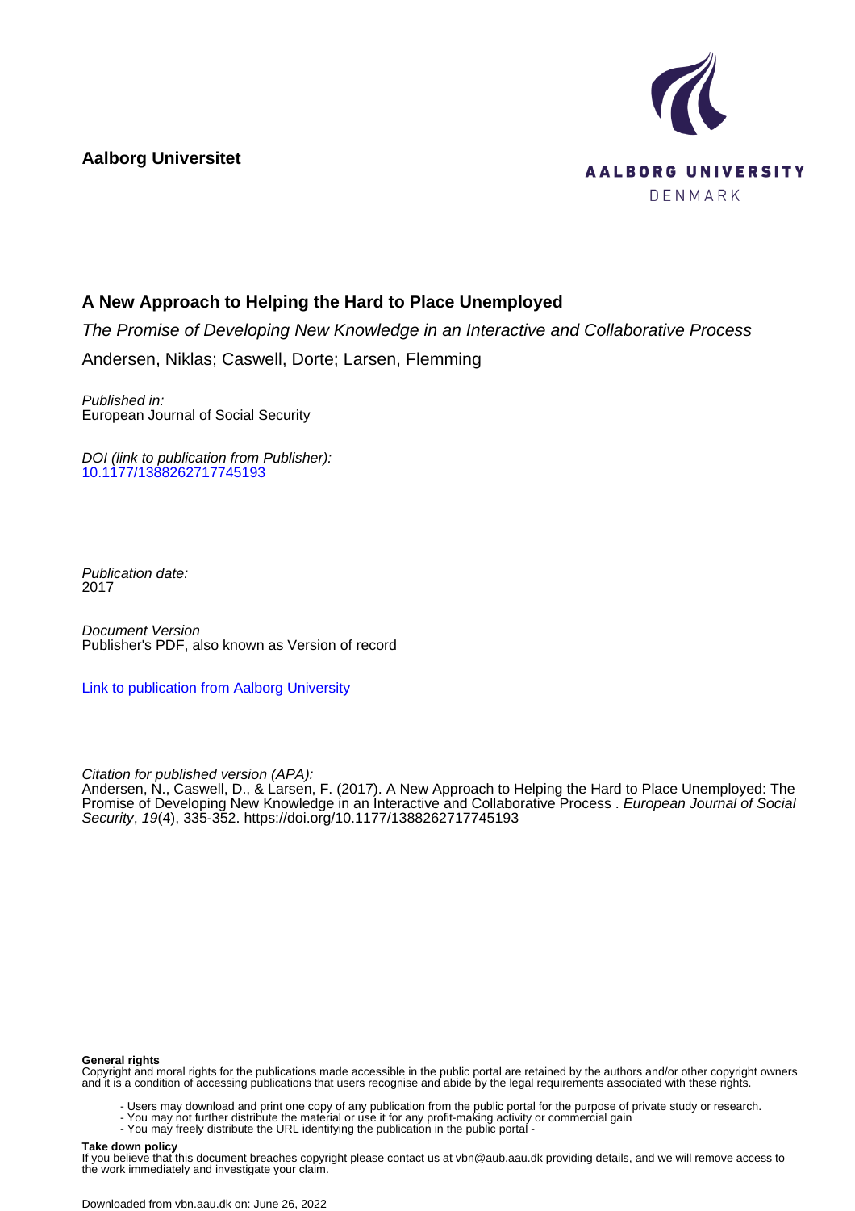**Aalborg Universitet**

AALBORG UNIVERSITY
DENMARK

# A New Approach to Helping the Hard to Place Unemployed

*The Promise of Developing New Knowledge in an Interactive and Collaborative Process*

Andersen, Niklas; Caswell, Dorte; Larsen, Flemming

*Published in:*
European Journal of Social Security

*DOI (link to publication from Publisher):*
10.1177/1388262717745193

*Publication date:*
2017

*Document Version*
Publisher's PDF, also known as Version of record

Link to publication from Aalborg University

*Citation for published version (APA):*
Andersen, N., Caswell, D., & Larsen, F. (2017). A New Approach to Helping the Hard to Place Unemployed: The Promise of Developing New Knowledge in an Interactive and Collaborative Process . *European Journal of Social Security*, *19*(4), 335-352. https://doi.org/10.1177/1388262717745193

**General rights**
Copyright and moral rights for the publications made accessible in the public portal are retained by the authors and/or other copyright owners and it is a condition of accessing publications that users recognise and abide by the legal requirements associated with these rights.

- Users may download and print one copy of any publication from the public portal for the purpose of private study or research.
- You may not further distribute the material or use it for any profit-making activity or commercial gain
- You may freely distribute the URL identifying the publication in the public portal -

**Take down policy**
If you believe that this document breaches copyright please contact us at vbn@aub.aau.dk providing details, and we will remove access to the work immediately and investigate your claim.

Downloaded from vbn.aau.dk on: June 26, 2022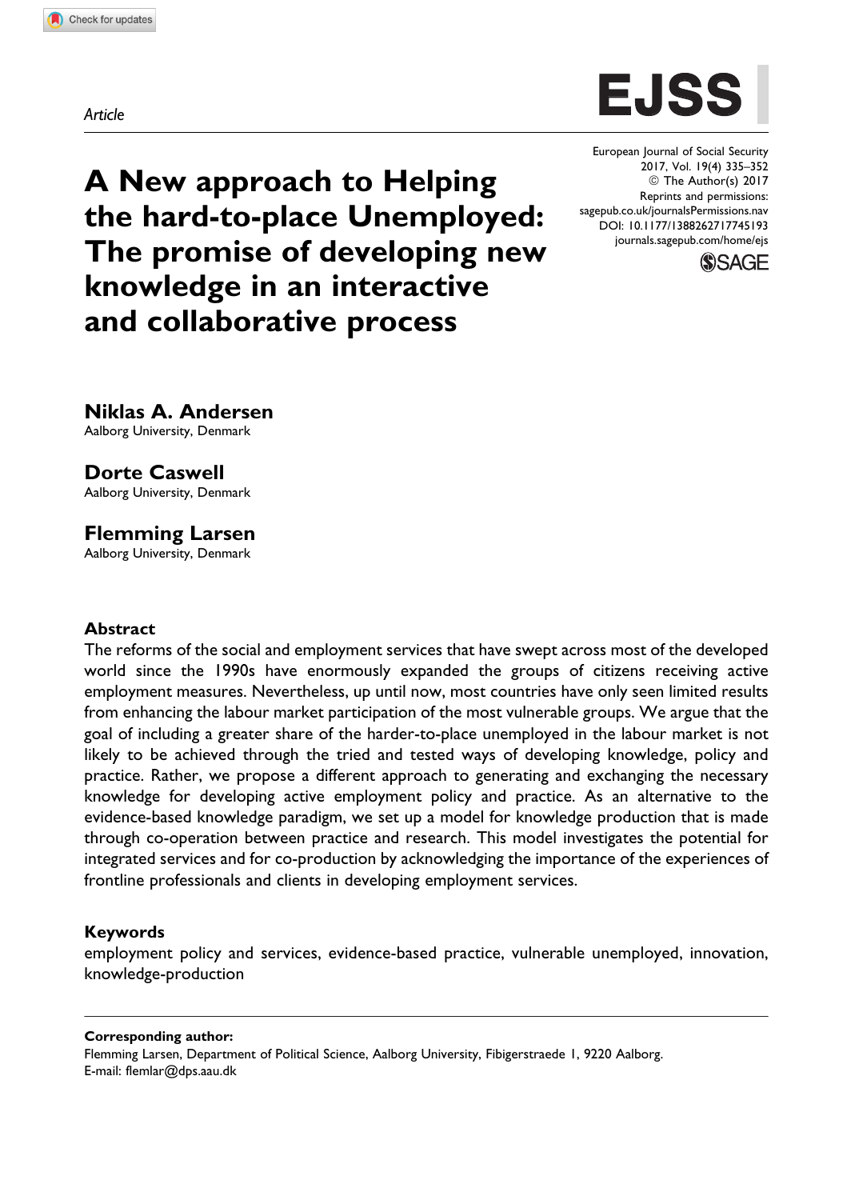*Article*

# A New approach to Helping the hard-to-place Unemployed: The promise of developing new knowledge in an interactive and collaborative process

European Journal of Social Security
2017, Vol. 19(4) 335–352
© The Author(s) 2017
Reprints and permissions:
sagepub.co.uk/journalsPermissions.nav
DOI: 10.1177/1388262717745193
journals.sagepub.com/home/ejs

**Niklas A. Andersen**
Aalborg University, Denmark

**Dorte Caswell**
Aalborg University, Denmark

**Flemming Larsen**
Aalborg University, Denmark

### Abstract

The reforms of the social and employment services that have swept across most of the developed world since the 1990s have enormously expanded the groups of citizens receiving active employment measures. Nevertheless, up until now, most countries have only seen limited results from enhancing the labour market participation of the most vulnerable groups. We argue that the goal of including a greater share of the harder-to-place unemployed in the labour market is not likely to be achieved through the tried and tested ways of developing knowledge, policy and practice. Rather, we propose a different approach to generating and exchanging the necessary knowledge for developing active employment policy and practice. As an alternative to the evidence-based knowledge paradigm, we set up a model for knowledge production that is made through co-operation between practice and research. This model investigates the potential for integrated services and for co-production by acknowledging the importance of the experiences of frontline professionals and clients in developing employment services.

### Keywords

employment policy and services, evidence-based practice, vulnerable unemployed, innovation, knowledge-production

**Corresponding author:**
Flemming Larsen, Department of Political Science, Aalborg University, Fibigerstraede 1, 9220 Aalborg.
E-mail: flemlar@dps.aau.dk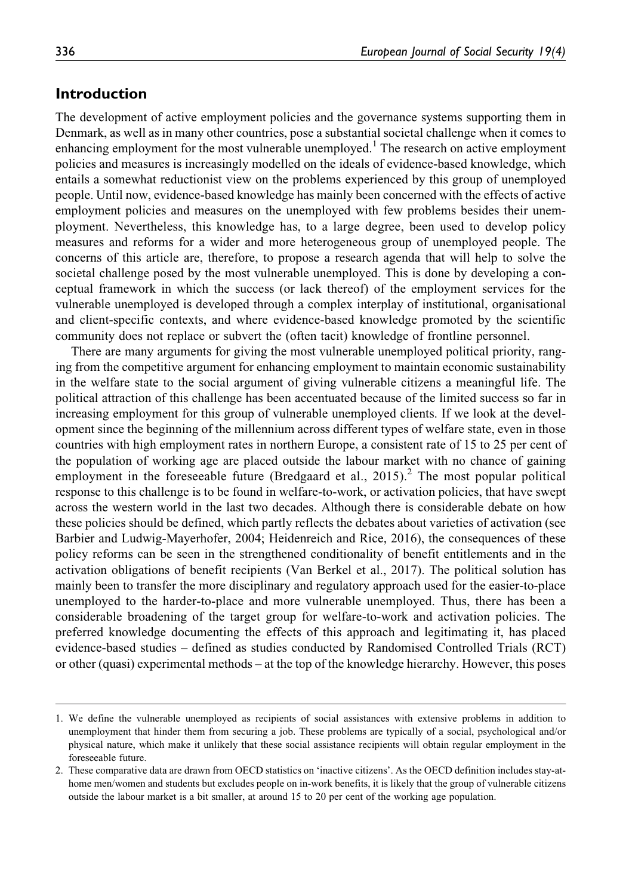## Introduction

The development of active employment policies and the governance systems supporting them in Denmark, as well as in many other countries, pose a substantial societal challenge when it comes to enhancing employment for the most vulnerable unemployed.[1] The research on active employment policies and measures is increasingly modelled on the ideals of evidence-based knowledge, which entails a somewhat reductionist view on the problems experienced by this group of unemployed people. Until now, evidence-based knowledge has mainly been concerned with the effects of active employment policies and measures on the unemployed with few problems besides their unemployment. Nevertheless, this knowledge has, to a large degree, been used to develop policy measures and reforms for a wider and more heterogeneous group of unemployed people. The concerns of this article are, therefore, to propose a research agenda that will help to solve the societal challenge posed by the most vulnerable unemployed. This is done by developing a conceptual framework in which the success (or lack thereof) of the employment services for the vulnerable unemployed is developed through a complex interplay of institutional, organisational and client-specific contexts, and where evidence-based knowledge promoted by the scientific community does not replace or subvert the (often tacit) knowledge of frontline personnel.

There are many arguments for giving the most vulnerable unemployed political priority, ranging from the competitive argument for enhancing employment to maintain economic sustainability in the welfare state to the social argument of giving vulnerable citizens a meaningful life. The political attraction of this challenge has been accentuated because of the limited success so far in increasing employment for this group of vulnerable unemployed clients. If we look at the development since the beginning of the millennium across different types of welfare state, even in those countries with high employment rates in northern Europe, a consistent rate of 15 to 25 per cent of the population of working age are placed outside the labour market with no chance of gaining employment in the foreseeable future (Bredgaard et al., 2015).[2] The most popular political response to this challenge is to be found in welfare-to-work, or activation policies, that have swept across the western world in the last two decades. Although there is considerable debate on how these policies should be defined, which partly reflects the debates about varieties of activation (see Barbier and Ludwig-Mayerhofer, 2004; Heidenreich and Rice, 2016), the consequences of these policy reforms can be seen in the strengthened conditionality of benefit entitlements and in the activation obligations of benefit recipients (Van Berkel et al., 2017). The political solution has mainly been to transfer the more disciplinary and regulatory approach used for the easier-to-place unemployed to the harder-to-place and more vulnerable unemployed. Thus, there has been a considerable broadening of the target group for welfare-to-work and activation policies. The preferred knowledge documenting the effects of this approach and legitimating it, has placed evidence-based studies – defined as studies conducted by Randomised Controlled Trials (RCT) or other (quasi) experimental methods – at the top of the knowledge hierarchy. However, this poses

1. We define the vulnerable unemployed as recipients of social assistances with extensive problems in addition to unemployment that hinder them from securing a job. These problems are typically of a social, psychological and/or physical nature, which make it unlikely that these social assistance recipients will obtain regular employment in the foreseeable future.
2. These comparative data are drawn from OECD statistics on 'inactive citizens'. As the OECD definition includes stay-at-home men/women and students but excludes people on in-work benefits, it is likely that the group of vulnerable citizens outside the labour market is a bit smaller, at around 15 to 20 per cent of the working age population.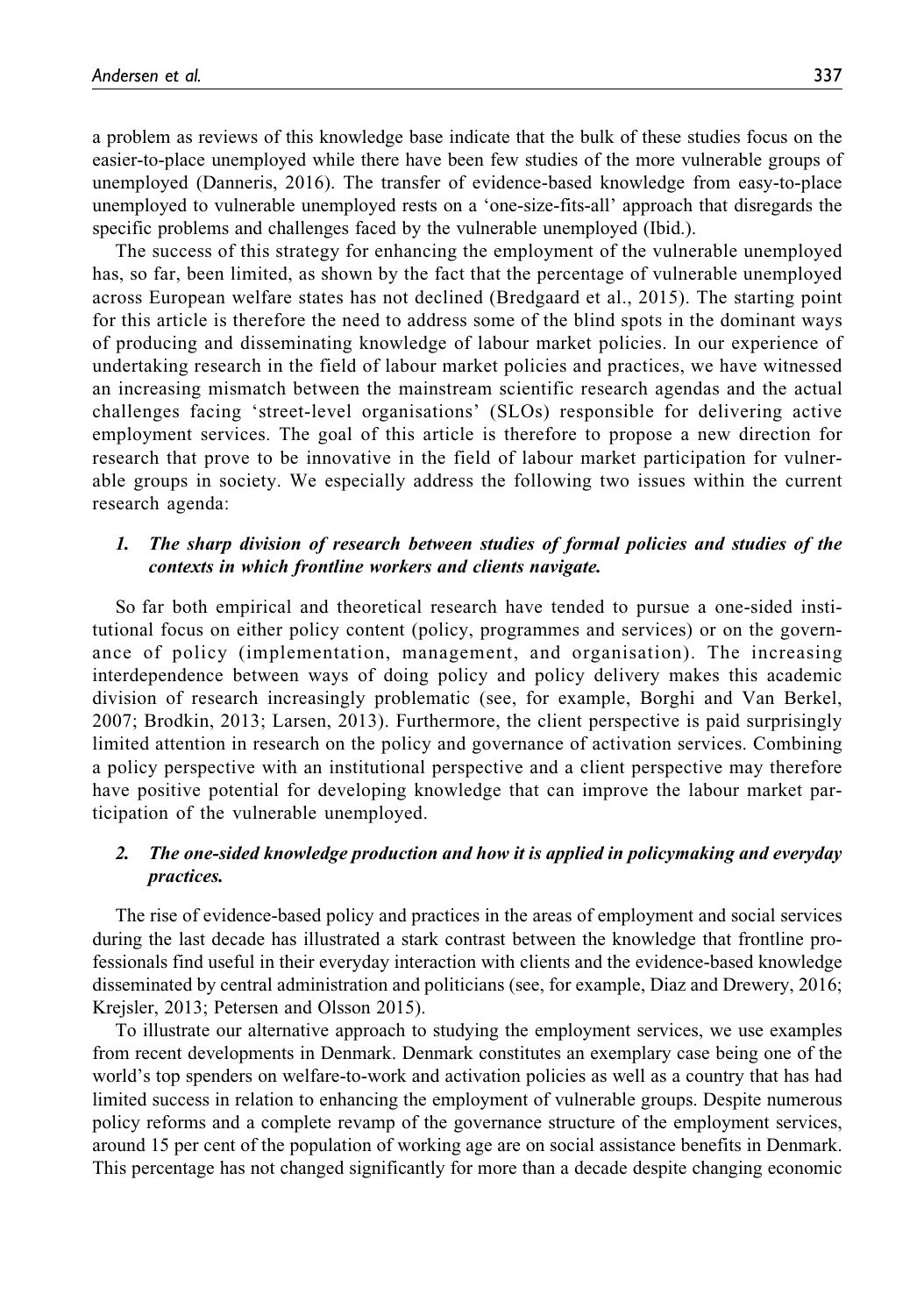a problem as reviews of this knowledge base indicate that the bulk of these studies focus on the easier-to-place unemployed while there have been few studies of the more vulnerable groups of unemployed (Danneris, 2016). The transfer of evidence-based knowledge from easy-to-place unemployed to vulnerable unemployed rests on a 'one-size-fits-all' approach that disregards the specific problems and challenges faced by the vulnerable unemployed (Ibid.).

The success of this strategy for enhancing the employment of the vulnerable unemployed has, so far, been limited, as shown by the fact that the percentage of vulnerable unemployed across European welfare states has not declined (Bredgaard et al., 2015). The starting point for this article is therefore the need to address some of the blind spots in the dominant ways of producing and disseminating knowledge of labour market policies. In our experience of undertaking research in the field of labour market policies and practices, we have witnessed an increasing mismatch between the mainstream scientific research agendas and the actual challenges facing 'street-level organisations' (SLOs) responsible for delivering active employment services. The goal of this article is therefore to propose a new direction for research that prove to be innovative in the field of labour market participation for vulnerable groups in society. We especially address the following two issues within the current research agenda:

***1. The sharp division of research between studies of formal policies and studies of the contexts in which frontline workers and clients navigate.***

So far both empirical and theoretical research have tended to pursue a one-sided institutional focus on either policy content (policy, programmes and services) or on the governance of policy (implementation, management, and organisation). The increasing interdependence between ways of doing policy and policy delivery makes this academic division of research increasingly problematic (see, for example, Borghi and Van Berkel, 2007; Brodkin, 2013; Larsen, 2013). Furthermore, the client perspective is paid surprisingly limited attention in research on the policy and governance of activation services. Combining a policy perspective with an institutional perspective and a client perspective may therefore have positive potential for developing knowledge that can improve the labour market participation of the vulnerable unemployed.

***2. The one-sided knowledge production and how it is applied in policymaking and everyday practices.***

The rise of evidence-based policy and practices in the areas of employment and social services during the last decade has illustrated a stark contrast between the knowledge that frontline professionals find useful in their everyday interaction with clients and the evidence-based knowledge disseminated by central administration and politicians (see, for example, Diaz and Drewery, 2016; Krejsler, 2013; Petersen and Olsson 2015).

To illustrate our alternative approach to studying the employment services, we use examples from recent developments in Denmark. Denmark constitutes an exemplary case being one of the world's top spenders on welfare-to-work and activation policies as well as a country that has had limited success in relation to enhancing the employment of vulnerable groups. Despite numerous policy reforms and a complete revamp of the governance structure of the employment services, around 15 per cent of the population of working age are on social assistance benefits in Denmark. This percentage has not changed significantly for more than a decade despite changing economic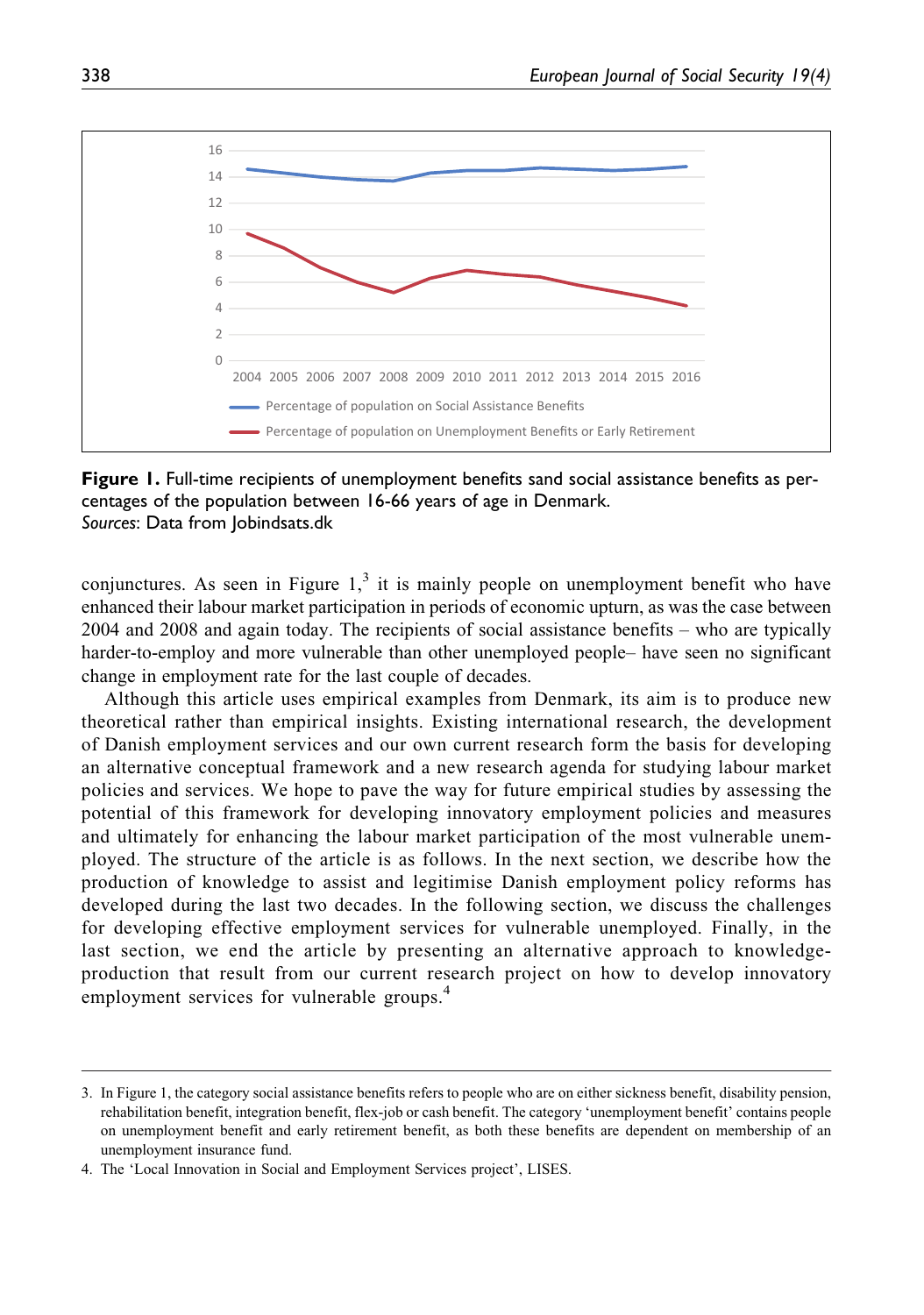**Figure 1.** Full-time recipients of unemployment benefits sand social assistance benefits as percentages of the population between 16-66 years of age in Denmark.
*Sources*: Data from Jobindsats.dk

conjunctures. As seen in Figure 1,[3] it is mainly people on unemployment benefit who have enhanced their labour market participation in periods of economic upturn, as was the case between 2004 and 2008 and again today. The recipients of social assistance benefits – who are typically harder-to-employ and more vulnerable than other unemployed people– have seen no significant change in employment rate for the last couple of decades.

Although this article uses empirical examples from Denmark, its aim is to produce new theoretical rather than empirical insights. Existing international research, the development of Danish employment services and our own current research form the basis for developing an alternative conceptual framework and a new research agenda for studying labour market policies and services. We hope to pave the way for future empirical studies by assessing the potential of this framework for developing innovatory employment policies and measures and ultimately for enhancing the labour market participation of the most vulnerable unemployed. The structure of the article is as follows. In the next section, we describe how the production of knowledge to assist and legitimise Danish employment policy reforms has developed during the last two decades. In the following section, we discuss the challenges for developing effective employment services for vulnerable unemployed. Finally, in the last section, we end the article by presenting an alternative approach to knowledge-production that result from our current research project on how to develop innovatory employment services for vulnerable groups.[4]

---

3. In Figure 1, the category social assistance benefits refers to people who are on either sickness benefit, disability pension, rehabilitation benefit, integration benefit, flex-job or cash benefit. The category 'unemployment benefit' contains people on unemployment benefit and early retirement benefit, as both these benefits are dependent on membership of an unemployment insurance fund.
4. The 'Local Innovation in Social and Employment Services project', LISES.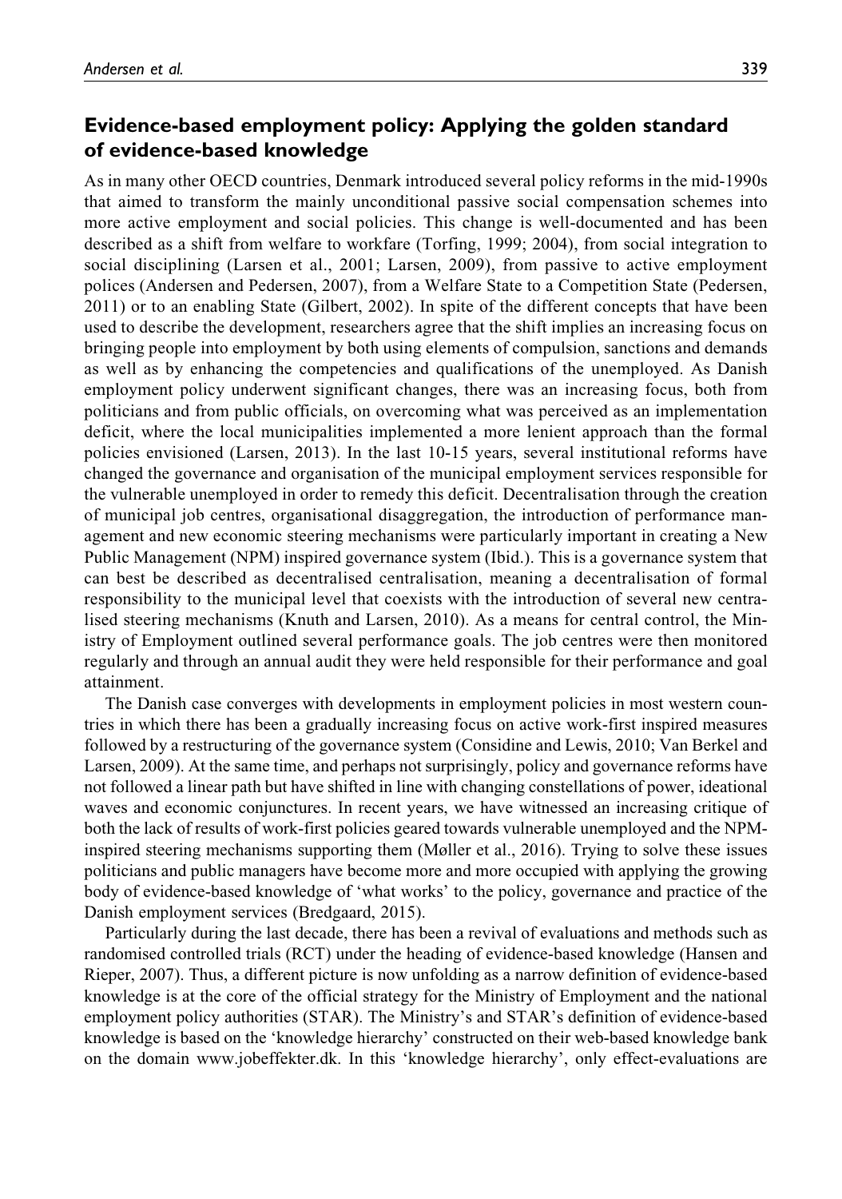## Evidence-based employment policy: Applying the golden standard of evidence-based knowledge

As in many other OECD countries, Denmark introduced several policy reforms in the mid-1990s that aimed to transform the mainly unconditional passive social compensation schemes into more active employment and social policies. This change is well-documented and has been described as a shift from welfare to workfare (Torfing, 1999; 2004), from social integration to social disciplining (Larsen et al., 2001; Larsen, 2009), from passive to active employment polices (Andersen and Pedersen, 2007), from a Welfare State to a Competition State (Pedersen, 2011) or to an enabling State (Gilbert, 2002). In spite of the different concepts that have been used to describe the development, researchers agree that the shift implies an increasing focus on bringing people into employment by both using elements of compulsion, sanctions and demands as well as by enhancing the competencies and qualifications of the unemployed. As Danish employment policy underwent significant changes, there was an increasing focus, both from politicians and from public officials, on overcoming what was perceived as an implementation deficit, where the local municipalities implemented a more lenient approach than the formal policies envisioned (Larsen, 2013). In the last 10-15 years, several institutional reforms have changed the governance and organisation of the municipal employment services responsible for the vulnerable unemployed in order to remedy this deficit. Decentralisation through the creation of municipal job centres, organisational disaggregation, the introduction of performance management and new economic steering mechanisms were particularly important in creating a New Public Management (NPM) inspired governance system (Ibid.). This is a governance system that can best be described as decentralised centralisation, meaning a decentralisation of formal responsibility to the municipal level that coexists with the introduction of several new centralised steering mechanisms (Knuth and Larsen, 2010). As a means for central control, the Ministry of Employment outlined several performance goals. The job centres were then monitored regularly and through an annual audit they were held responsible for their performance and goal attainment.

The Danish case converges with developments in employment policies in most western countries in which there has been a gradually increasing focus on active work-first inspired measures followed by a restructuring of the governance system (Considine and Lewis, 2010; Van Berkel and Larsen, 2009). At the same time, and perhaps not surprisingly, policy and governance reforms have not followed a linear path but have shifted in line with changing constellations of power, ideational waves and economic conjunctures. In recent years, we have witnessed an increasing critique of both the lack of results of work-first policies geared towards vulnerable unemployed and the NPM-inspired steering mechanisms supporting them (Møller et al., 2016). Trying to solve these issues politicians and public managers have become more and more occupied with applying the growing body of evidence-based knowledge of 'what works' to the policy, governance and practice of the Danish employment services (Bredgaard, 2015).

Particularly during the last decade, there has been a revival of evaluations and methods such as randomised controlled trials (RCT) under the heading of evidence-based knowledge (Hansen and Rieper, 2007). Thus, a different picture is now unfolding as a narrow definition of evidence-based knowledge is at the core of the official strategy for the Ministry of Employment and the national employment policy authorities (STAR). The Ministry's and STAR's definition of evidence-based knowledge is based on the 'knowledge hierarchy' constructed on their web-based knowledge bank on the domain www.jobeffekter.dk. In this 'knowledge hierarchy', only effect-evaluations are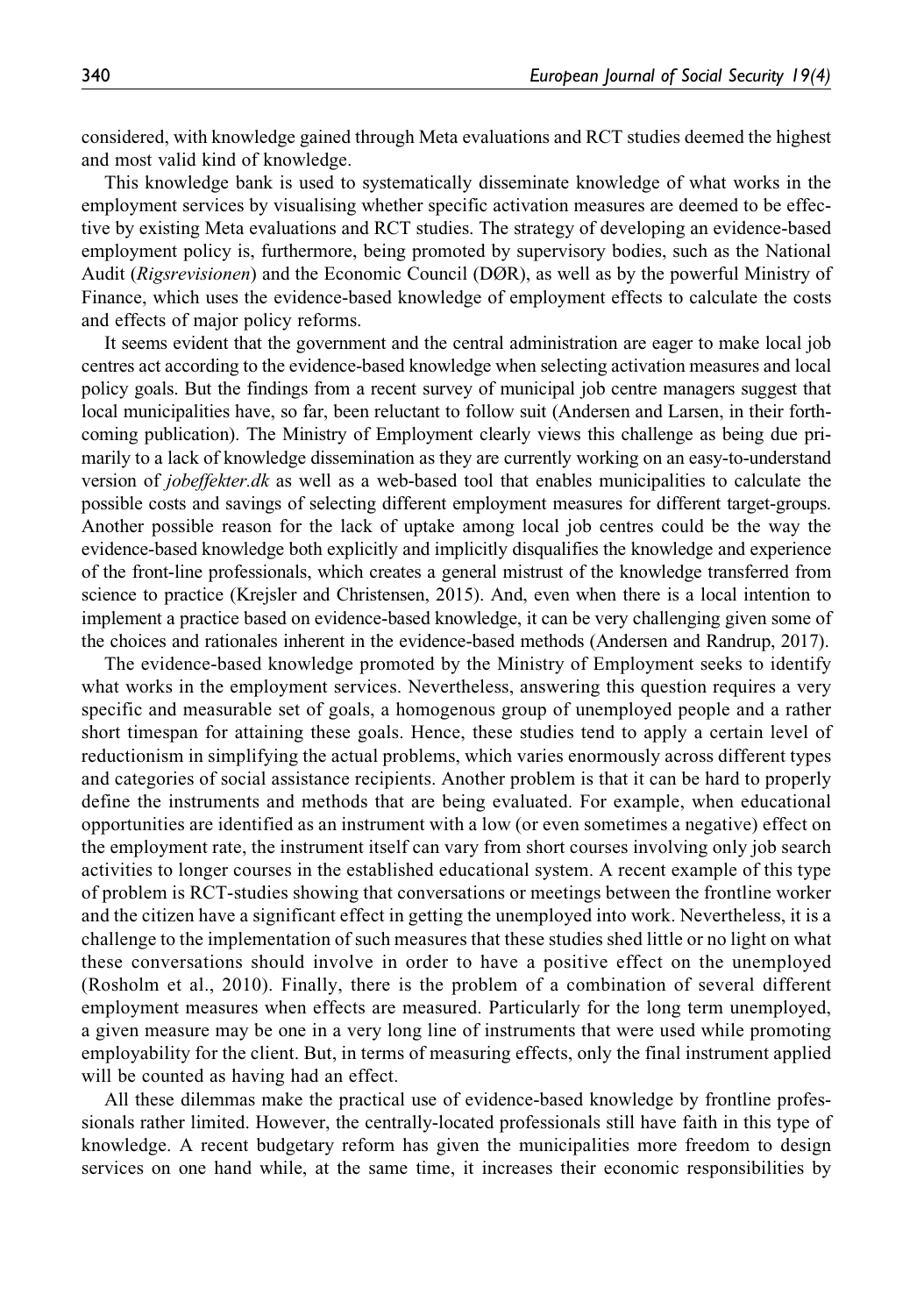considered, with knowledge gained through Meta evaluations and RCT studies deemed the highest and most valid kind of knowledge.

This knowledge bank is used to systematically disseminate knowledge of what works in the employment services by visualising whether specific activation measures are deemed to be effective by existing Meta evaluations and RCT studies. The strategy of developing an evidence-based employment policy is, furthermore, being promoted by supervisory bodies, such as the National Audit (*Rigsrevisionen*) and the Economic Council (DØR), as well as by the powerful Ministry of Finance, which uses the evidence-based knowledge of employment effects to calculate the costs and effects of major policy reforms.

It seems evident that the government and the central administration are eager to make local job centres act according to the evidence-based knowledge when selecting activation measures and local policy goals. But the findings from a recent survey of municipal job centre managers suggest that local municipalities have, so far, been reluctant to follow suit (Andersen and Larsen, in their forthcoming publication). The Ministry of Employment clearly views this challenge as being due primarily to a lack of knowledge dissemination as they are currently working on an easy-to-understand version of *jobeffekter.dk* as well as a web-based tool that enables municipalities to calculate the possible costs and savings of selecting different employment measures for different target-groups. Another possible reason for the lack of uptake among local job centres could be the way the evidence-based knowledge both explicitly and implicitly disqualifies the knowledge and experience of the front-line professionals, which creates a general mistrust of the knowledge transferred from science to practice (Krejsler and Christensen, 2015). And, even when there is a local intention to implement a practice based on evidence-based knowledge, it can be very challenging given some of the choices and rationales inherent in the evidence-based methods (Andersen and Randrup, 2017).

The evidence-based knowledge promoted by the Ministry of Employment seeks to identify what works in the employment services. Nevertheless, answering this question requires a very specific and measurable set of goals, a homogenous group of unemployed people and a rather short timespan for attaining these goals. Hence, these studies tend to apply a certain level of reductionism in simplifying the actual problems, which varies enormously across different types and categories of social assistance recipients. Another problem is that it can be hard to properly define the instruments and methods that are being evaluated. For example, when educational opportunities are identified as an instrument with a low (or even sometimes a negative) effect on the employment rate, the instrument itself can vary from short courses involving only job search activities to longer courses in the established educational system. A recent example of this type of problem is RCT-studies showing that conversations or meetings between the frontline worker and the citizen have a significant effect in getting the unemployed into work. Nevertheless, it is a challenge to the implementation of such measures that these studies shed little or no light on what these conversations should involve in order to have a positive effect on the unemployed (Rosholm et al., 2010). Finally, there is the problem of a combination of several different employment measures when effects are measured. Particularly for the long term unemployed, a given measure may be one in a very long line of instruments that were used while promoting employability for the client. But, in terms of measuring effects, only the final instrument applied will be counted as having had an effect.

All these dilemmas make the practical use of evidence-based knowledge by frontline professionals rather limited. However, the centrally-located professionals still have faith in this type of knowledge. A recent budgetary reform has given the municipalities more freedom to design services on one hand while, at the same time, it increases their economic responsibilities by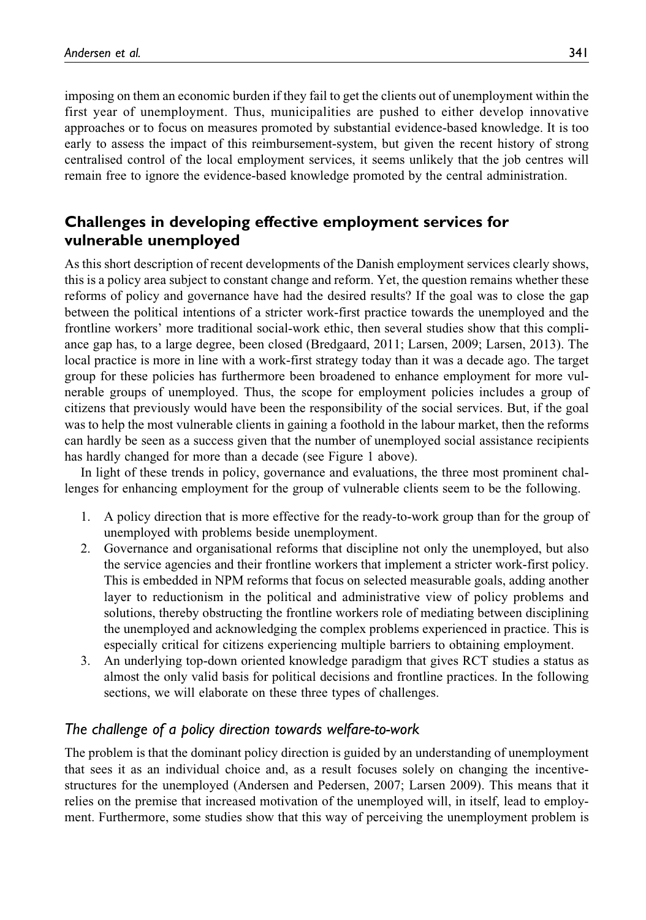imposing on them an economic burden if they fail to get the clients out of unemployment within the first year of unemployment. Thus, municipalities are pushed to either develop innovative approaches or to focus on measures promoted by substantial evidence-based knowledge. It is too early to assess the impact of this reimbursement-system, but given the recent history of strong centralised control of the local employment services, it seems unlikely that the job centres will remain free to ignore the evidence-based knowledge promoted by the central administration.

## Challenges in developing effective employment services for vulnerable unemployed

As this short description of recent developments of the Danish employment services clearly shows, this is a policy area subject to constant change and reform. Yet, the question remains whether these reforms of policy and governance have had the desired results? If the goal was to close the gap between the political intentions of a stricter work-first practice towards the unemployed and the frontline workers' more traditional social-work ethic, then several studies show that this compliance gap has, to a large degree, been closed (Bredgaard, 2011; Larsen, 2009; Larsen, 2013). The local practice is more in line with a work-first strategy today than it was a decade ago. The target group for these policies has furthermore been broadened to enhance employment for more vulnerable groups of unemployed. Thus, the scope for employment policies includes a group of citizens that previously would have been the responsibility of the social services. But, if the goal was to help the most vulnerable clients in gaining a foothold in the labour market, then the reforms can hardly be seen as a success given that the number of unemployed social assistance recipients has hardly changed for more than a decade (see Figure 1 above).

In light of these trends in policy, governance and evaluations, the three most prominent challenges for enhancing employment for the group of vulnerable clients seem to be the following.

1. A policy direction that is more effective for the ready-to-work group than for the group of unemployed with problems beside unemployment.
2. Governance and organisational reforms that discipline not only the unemployed, but also the service agencies and their frontline workers that implement a stricter work-first policy. This is embedded in NPM reforms that focus on selected measurable goals, adding another layer to reductionism in the political and administrative view of policy problems and solutions, thereby obstructing the frontline workers role of mediating between disciplining the unemployed and acknowledging the complex problems experienced in practice. This is especially critical for citizens experiencing multiple barriers to obtaining employment.
3. An underlying top-down oriented knowledge paradigm that gives RCT studies a status as almost the only valid basis for political decisions and frontline practices. In the following sections, we will elaborate on these three types of challenges.

### *The challenge of a policy direction towards welfare-to-work*

The problem is that the dominant policy direction is guided by an understanding of unemployment that sees it as an individual choice and, as a result focuses solely on changing the incentive-structures for the unemployed (Andersen and Pedersen, 2007; Larsen 2009). This means that it relies on the premise that increased motivation of the unemployed will, in itself, lead to employment. Furthermore, some studies show that this way of perceiving the unemployment problem is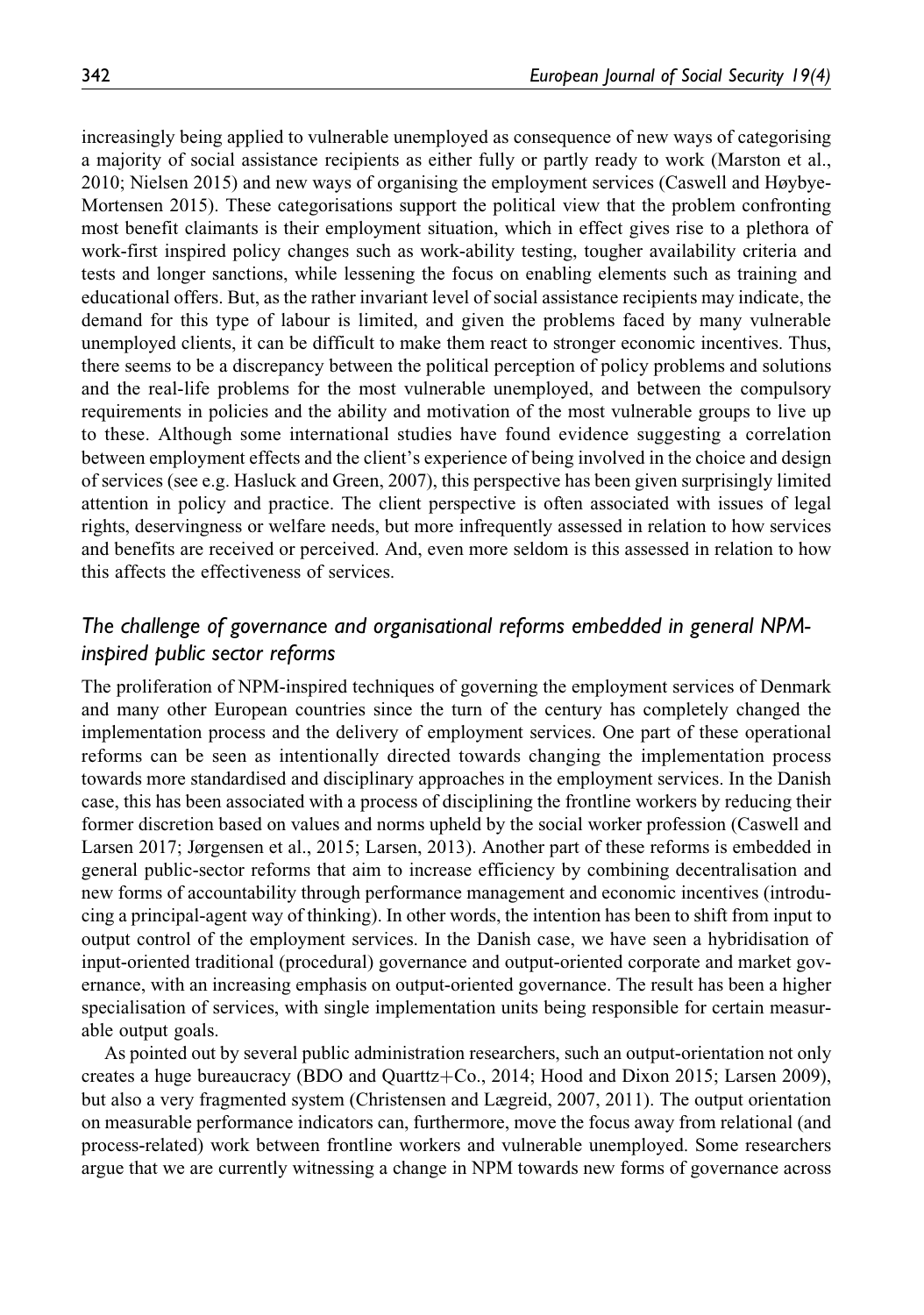increasingly being applied to vulnerable unemployed as consequence of new ways of categorising a majority of social assistance recipients as either fully or partly ready to work (Marston et al., 2010; Nielsen 2015) and new ways of organising the employment services (Caswell and Høybye-Mortensen 2015). These categorisations support the political view that the problem confronting most benefit claimants is their employment situation, which in effect gives rise to a plethora of work-first inspired policy changes such as work-ability testing, tougher availability criteria and tests and longer sanctions, while lessening the focus on enabling elements such as training and educational offers. But, as the rather invariant level of social assistance recipients may indicate, the demand for this type of labour is limited, and given the problems faced by many vulnerable unemployed clients, it can be difficult to make them react to stronger economic incentives. Thus, there seems to be a discrepancy between the political perception of policy problems and solutions and the real-life problems for the most vulnerable unemployed, and between the compulsory requirements in policies and the ability and motivation of the most vulnerable groups to live up to these. Although some international studies have found evidence suggesting a correlation between employment effects and the client's experience of being involved in the choice and design of services (see e.g. Hasluck and Green, 2007), this perspective has been given surprisingly limited attention in policy and practice. The client perspective is often associated with issues of legal rights, deservingness or welfare needs, but more infrequently assessed in relation to how services and benefits are received or perceived. And, even more seldom is this assessed in relation to how this affects the effectiveness of services.

### *The challenge of governance and organisational reforms embedded in general NPM-inspired public sector reforms*

The proliferation of NPM-inspired techniques of governing the employment services of Denmark and many other European countries since the turn of the century has completely changed the implementation process and the delivery of employment services. One part of these operational reforms can be seen as intentionally directed towards changing the implementation process towards more standardised and disciplinary approaches in the employment services. In the Danish case, this has been associated with a process of disciplining the frontline workers by reducing their former discretion based on values and norms upheld by the social worker profession (Caswell and Larsen 2017; Jørgensen et al., 2015; Larsen, 2013). Another part of these reforms is embedded in general public-sector reforms that aim to increase efficiency by combining decentralisation and new forms of accountability through performance management and economic incentives (introducing a principal-agent way of thinking). In other words, the intention has been to shift from input to output control of the employment services. In the Danish case, we have seen a hybridisation of input-oriented traditional (procedural) governance and output-oriented corporate and market governance, with an increasing emphasis on output-oriented governance. The result has been a higher specialisation of services, with single implementation units being responsible for certain measurable output goals.

As pointed out by several public administration researchers, such an output-orientation not only creates a huge bureaucracy (BDO and Quarttz+Co., 2014; Hood and Dixon 2015; Larsen 2009), but also a very fragmented system (Christensen and Lægreid, 2007, 2011). The output orientation on measurable performance indicators can, furthermore, move the focus away from relational (and process-related) work between frontline workers and vulnerable unemployed. Some researchers argue that we are currently witnessing a change in NPM towards new forms of governance across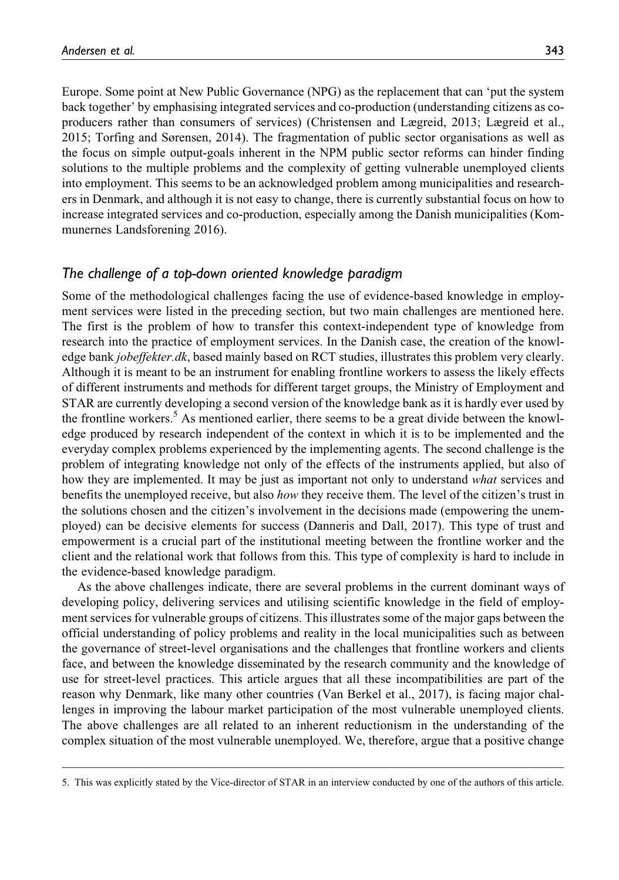Europe. Some point at New Public Governance (NPG) as the replacement that can 'put the system back together' by emphasising integrated services and co-production (understanding citizens as co-producers rather than consumers of services) (Christensen and Lægreid, 2013; Lægreid et al., 2015; Torfing and Sørensen, 2014). The fragmentation of public sector organisations as well as the focus on simple output-goals inherent in the NPM public sector reforms can hinder finding solutions to the multiple problems and the complexity of getting vulnerable unemployed clients into employment. This seems to be an acknowledged problem among municipalities and researchers in Denmark, and although it is not easy to change, there is currently substantial focus on how to increase integrated services and co-production, especially among the Danish municipalities (Kommunernes Landsforening 2016).

### *The challenge of a top-down oriented knowledge paradigm*

Some of the methodological challenges facing the use of evidence-based knowledge in employment services were listed in the preceding section, but two main challenges are mentioned here. The first is the problem of how to transfer this context-independent type of knowledge from research into the practice of employment services. In the Danish case, the creation of the knowledge bank *jobeffekter.dk*, based mainly based on RCT studies, illustrates this problem very clearly. Although it is meant to be an instrument for enabling frontline workers to assess the likely effects of different instruments and methods for different target groups, the Ministry of Employment and STAR are currently developing a second version of the knowledge bank as it is hardly ever used by the frontline workers.[5] As mentioned earlier, there seems to be a great divide between the knowledge produced by research independent of the context in which it is to be implemented and the everyday complex problems experienced by the implementing agents. The second challenge is the problem of integrating knowledge not only of the effects of the instruments applied, but also of how they are implemented. It may be just as important not only to understand *what* services and benefits the unemployed receive, but also *how* they receive them. The level of the citizen's trust in the solutions chosen and the citizen's involvement in the decisions made (empowering the unemployed) can be decisive elements for success (Danneris and Dall, 2017). This type of trust and empowerment is a crucial part of the institutional meeting between the frontline worker and the client and the relational work that follows from this. This type of complexity is hard to include in the evidence-based knowledge paradigm.

As the above challenges indicate, there are several problems in the current dominant ways of developing policy, delivering services and utilising scientific knowledge in the field of employment services for vulnerable groups of citizens. This illustrates some of the major gaps between the official understanding of policy problems and reality in the local municipalities such as between the governance of street-level organisations and the challenges that frontline workers and clients face, and between the knowledge disseminated by the research community and the knowledge of use for street-level practices. This article argues that all these incompatibilities are part of the reason why Denmark, like many other countries (Van Berkel et al., 2017), is facing major challenges in improving the labour market participation of the most vulnerable unemployed clients. The above challenges are all related to an inherent reductionism in the understanding of the complex situation of the most vulnerable unemployed. We, therefore, argue that a positive change

---

5. This was explicitly stated by the Vice-director of STAR in an interview conducted by one of the authors of this article.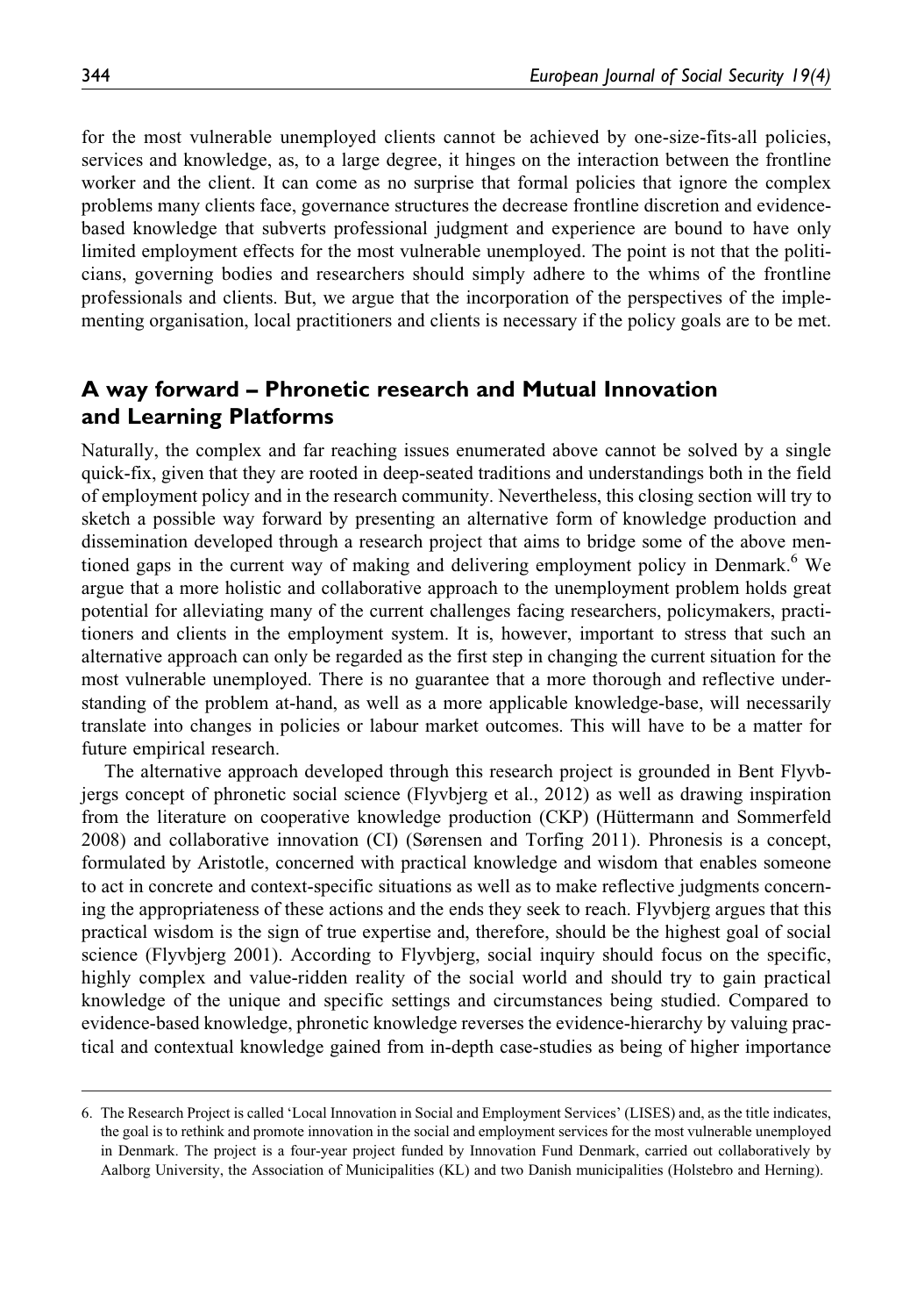for the most vulnerable unemployed clients cannot be achieved by one-size-fits-all policies, services and knowledge, as, to a large degree, it hinges on the interaction between the frontline worker and the client. It can come as no surprise that formal policies that ignore the complex problems many clients face, governance structures the decrease frontline discretion and evidence-based knowledge that subverts professional judgment and experience are bound to have only limited employment effects for the most vulnerable unemployed. The point is not that the politicians, governing bodies and researchers should simply adhere to the whims of the frontline professionals and clients. But, we argue that the incorporation of the perspectives of the implementing organisation, local practitioners and clients is necessary if the policy goals are to be met.

## A way forward – Phronetic research and Mutual Innovation and Learning Platforms

Naturally, the complex and far reaching issues enumerated above cannot be solved by a single quick-fix, given that they are rooted in deep-seated traditions and understandings both in the field of employment policy and in the research community. Nevertheless, this closing section will try to sketch a possible way forward by presenting an alternative form of knowledge production and dissemination developed through a research project that aims to bridge some of the above mentioned gaps in the current way of making and delivering employment policy in Denmark.[6] We argue that a more holistic and collaborative approach to the unemployment problem holds great potential for alleviating many of the current challenges facing researchers, policymakers, practitioners and clients in the employment system. It is, however, important to stress that such an alternative approach can only be regarded as the first step in changing the current situation for the most vulnerable unemployed. There is no guarantee that a more thorough and reflective understanding of the problem at-hand, as well as a more applicable knowledge-base, will necessarily translate into changes in policies or labour market outcomes. This will have to be a matter for future empirical research.

The alternative approach developed through this research project is grounded in Bent Flyvbjergs concept of phronetic social science (Flyvbjerg et al., 2012) as well as drawing inspiration from the literature on cooperative knowledge production (CKP) (Hüttermann and Sommerfeld 2008) and collaborative innovation (CI) (Sørensen and Torfing 2011). Phronesis is a concept, formulated by Aristotle, concerned with practical knowledge and wisdom that enables someone to act in concrete and context-specific situations as well as to make reflective judgments concerning the appropriateness of these actions and the ends they seek to reach. Flyvbjerg argues that this practical wisdom is the sign of true expertise and, therefore, should be the highest goal of social science (Flyvbjerg 2001). According to Flyvbjerg, social inquiry should focus on the specific, highly complex and value-ridden reality of the social world and should try to gain practical knowledge of the unique and specific settings and circumstances being studied. Compared to evidence-based knowledge, phronetic knowledge reverses the evidence-hierarchy by valuing practical and contextual knowledge gained from in-depth case-studies as being of higher importance

6. The Research Project is called 'Local Innovation in Social and Employment Services' (LISES) and, as the title indicates, the goal is to rethink and promote innovation in the social and employment services for the most vulnerable unemployed in Denmark. The project is a four-year project funded by Innovation Fund Denmark, carried out collaboratively by Aalborg University, the Association of Municipalities (KL) and two Danish municipalities (Holstebro and Herning).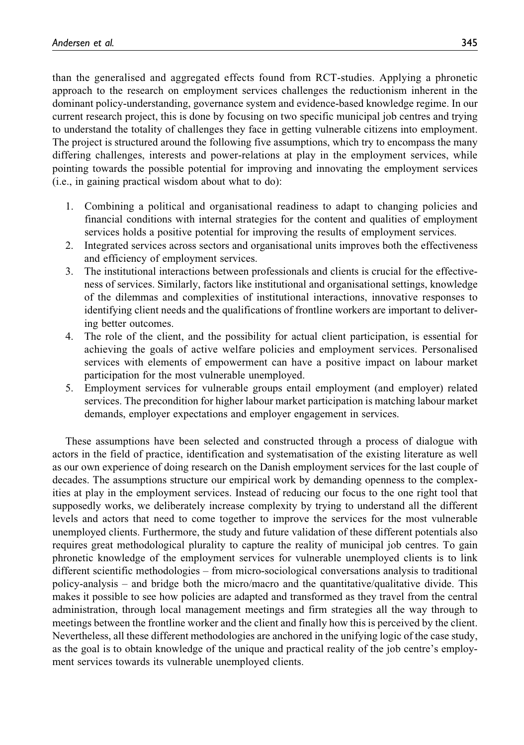than the generalised and aggregated effects found from RCT-studies. Applying a phronetic approach to the research on employment services challenges the reductionism inherent in the dominant policy-understanding, governance system and evidence-based knowledge regime. In our current research project, this is done by focusing on two specific municipal job centres and trying to understand the totality of challenges they face in getting vulnerable citizens into employment. The project is structured around the following five assumptions, which try to encompass the many differing challenges, interests and power-relations at play in the employment services, while pointing towards the possible potential for improving and innovating the employment services (i.e., in gaining practical wisdom about what to do):

1. Combining a political and organisational readiness to adapt to changing policies and financial conditions with internal strategies for the content and qualities of employment services holds a positive potential for improving the results of employment services.
2. Integrated services across sectors and organisational units improves both the effectiveness and efficiency of employment services.
3. The institutional interactions between professionals and clients is crucial for the effectiveness of services. Similarly, factors like institutional and organisational settings, knowledge of the dilemmas and complexities of institutional interactions, innovative responses to identifying client needs and the qualifications of frontline workers are important to delivering better outcomes.
4. The role of the client, and the possibility for actual client participation, is essential for achieving the goals of active welfare policies and employment services. Personalised services with elements of empowerment can have a positive impact on labour market participation for the most vulnerable unemployed.
5. Employment services for vulnerable groups entail employment (and employer) related services. The precondition for higher labour market participation is matching labour market demands, employer expectations and employer engagement in services.

These assumptions have been selected and constructed through a process of dialogue with actors in the field of practice, identification and systematisation of the existing literature as well as our own experience of doing research on the Danish employment services for the last couple of decades. The assumptions structure our empirical work by demanding openness to the complexities at play in the employment services. Instead of reducing our focus to the one right tool that supposedly works, we deliberately increase complexity by trying to understand all the different levels and actors that need to come together to improve the services for the most vulnerable unemployed clients. Furthermore, the study and future validation of these different potentials also requires great methodological plurality to capture the reality of municipal job centres. To gain phronetic knowledge of the employment services for vulnerable unemployed clients is to link different scientific methodologies – from micro-sociological conversations analysis to traditional policy-analysis – and bridge both the micro/macro and the quantitative/qualitative divide. This makes it possible to see how policies are adapted and transformed as they travel from the central administration, through local management meetings and firm strategies all the way through to meetings between the frontline worker and the client and finally how this is perceived by the client. Nevertheless, all these different methodologies are anchored in the unifying logic of the case study, as the goal is to obtain knowledge of the unique and practical reality of the job centre's employment services towards its vulnerable unemployed clients.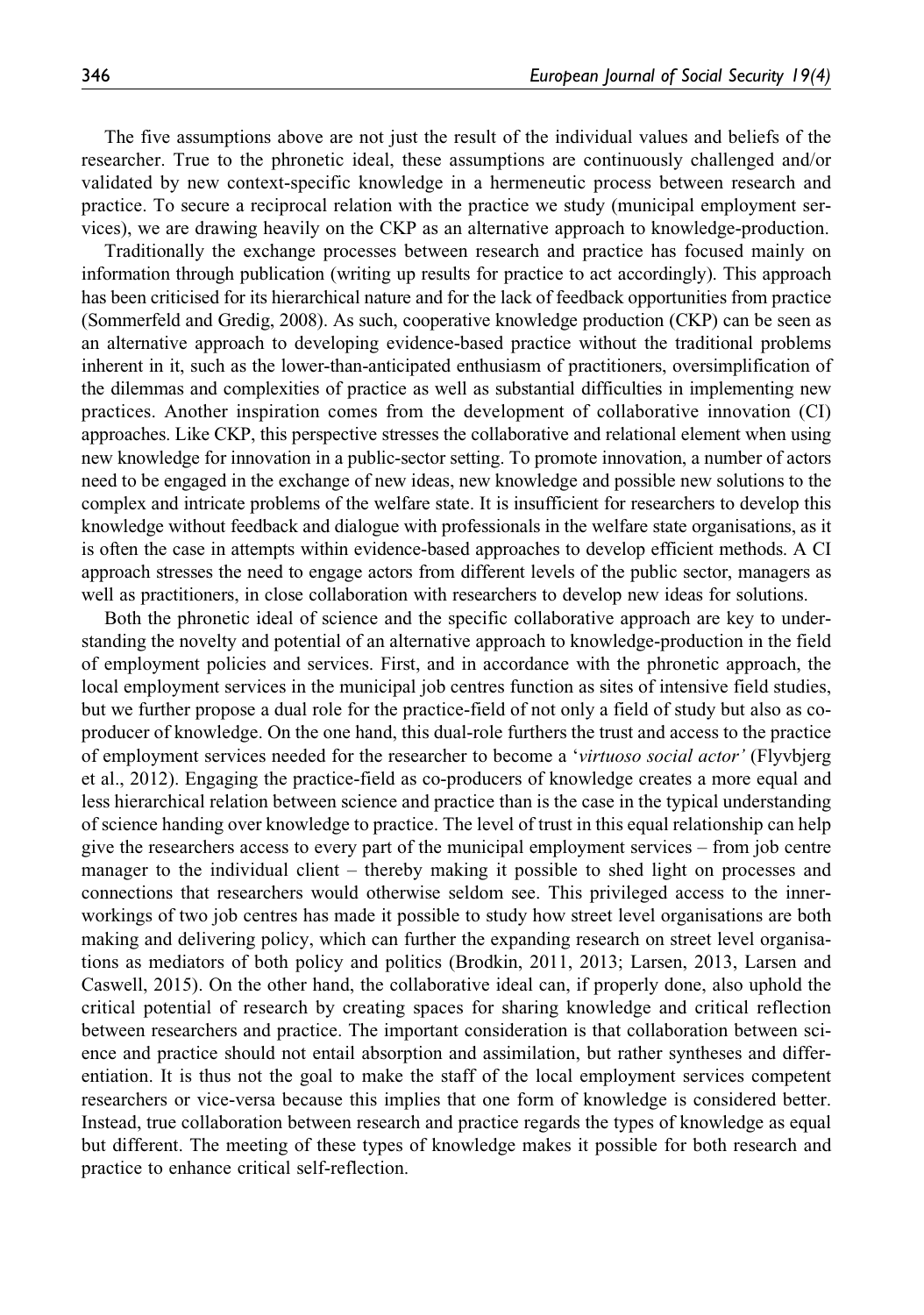The five assumptions above are not just the result of the individual values and beliefs of the researcher. True to the phronetic ideal, these assumptions are continuously challenged and/or validated by new context-specific knowledge in a hermeneutic process between research and practice. To secure a reciprocal relation with the practice we study (municipal employment services), we are drawing heavily on the CKP as an alternative approach to knowledge-production.

Traditionally the exchange processes between research and practice has focused mainly on information through publication (writing up results for practice to act accordingly). This approach has been criticised for its hierarchical nature and for the lack of feedback opportunities from practice (Sommerfeld and Gredig, 2008). As such, cooperative knowledge production (CKP) can be seen as an alternative approach to developing evidence-based practice without the traditional problems inherent in it, such as the lower-than-anticipated enthusiasm of practitioners, oversimplification of the dilemmas and complexities of practice as well as substantial difficulties in implementing new practices. Another inspiration comes from the development of collaborative innovation (CI) approaches. Like CKP, this perspective stresses the collaborative and relational element when using new knowledge for innovation in a public-sector setting. To promote innovation, a number of actors need to be engaged in the exchange of new ideas, new knowledge and possible new solutions to the complex and intricate problems of the welfare state. It is insufficient for researchers to develop this knowledge without feedback and dialogue with professionals in the welfare state organisations, as it is often the case in attempts within evidence-based approaches to develop efficient methods. A CI approach stresses the need to engage actors from different levels of the public sector, managers as well as practitioners, in close collaboration with researchers to develop new ideas for solutions.

Both the phronetic ideal of science and the specific collaborative approach are key to understanding the novelty and potential of an alternative approach to knowledge-production in the field of employment policies and services. First, and in accordance with the phronetic approach, the local employment services in the municipal job centres function as sites of intensive field studies, but we further propose a dual role for the practice-field of not only a field of study but also as co-producer of knowledge. On the one hand, this dual-role furthers the trust and access to the practice of employment services needed for the researcher to become a '*virtuoso social actor*' (Flyvbjerg et al., 2012). Engaging the practice-field as co-producers of knowledge creates a more equal and less hierarchical relation between science and practice than is the case in the typical understanding of science handing over knowledge to practice. The level of trust in this equal relationship can help give the researchers access to every part of the municipal employment services – from job centre manager to the individual client – thereby making it possible to shed light on processes and connections that researchers would otherwise seldom see. This privileged access to the inner-workings of two job centres has made it possible to study how street level organisations are both making and delivering policy, which can further the expanding research on street level organisations as mediators of both policy and politics (Brodkin, 2011, 2013; Larsen, 2013, Larsen and Caswell, 2015). On the other hand, the collaborative ideal can, if properly done, also uphold the critical potential of research by creating spaces for sharing knowledge and critical reflection between researchers and practice. The important consideration is that collaboration between science and practice should not entail absorption and assimilation, but rather syntheses and differentiation. It is thus not the goal to make the staff of the local employment services competent researchers or vice-versa because this implies that one form of knowledge is considered better. Instead, true collaboration between research and practice regards the types of knowledge as equal but different. The meeting of these types of knowledge makes it possible for both research and practice to enhance critical self-reflection.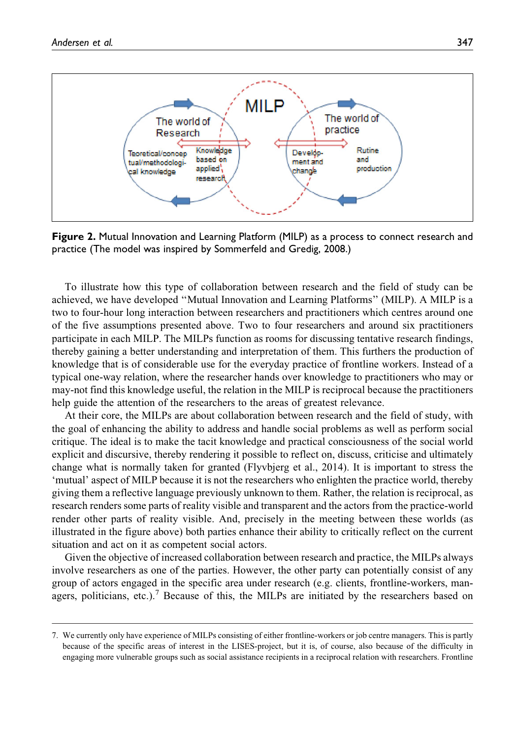MILP

The world of Research

Teoretical/conceptual/methodological knowledge

Knowledge based on applied research

The world of practice

Develop-ment and change

Rutine and production

**Figure 2.** Mutual Innovation and Learning Platform (MILP) as a process to connect research and practice (The model was inspired by Sommerfeld and Gredig, 2008.)

To illustrate how this type of collaboration between research and the field of study can be achieved, we have developed ''Mutual Innovation and Learning Platforms'' (MILP). A MILP is a two to four-hour long interaction between researchers and practitioners which centres around one of the five assumptions presented above. Two to four researchers and around six practitioners participate in each MILP. The MILPs function as rooms for discussing tentative research findings, thereby gaining a better understanding and interpretation of them. This furthers the production of knowledge that is of considerable use for the everyday practice of frontline workers. Instead of a typical one-way relation, where the researcher hands over knowledge to practitioners who may or may-not find this knowledge useful, the relation in the MILP is reciprocal because the practitioners help guide the attention of the researchers to the areas of greatest relevance.

At their core, the MILPs are about collaboration between research and the field of study, with the goal of enhancing the ability to address and handle social problems as well as perform social critique. The ideal is to make the tacit knowledge and practical consciousness of the social world explicit and discursive, thereby rendering it possible to reflect on, discuss, criticise and ultimately change what is normally taken for granted (Flyvbjerg et al., 2014). It is important to stress the 'mutual' aspect of MILP because it is not the researchers who enlighten the practice world, thereby giving them a reflective language previously unknown to them. Rather, the relation is reciprocal, as research renders some parts of reality visible and transparent and the actors from the practice-world render other parts of reality visible. And, precisely in the meeting between these worlds (as illustrated in the figure above) both parties enhance their ability to critically reflect on the current situation and act on it as competent social actors.

Given the objective of increased collaboration between research and practice, the MILPs always involve researchers as one of the parties. However, the other party can potentially consist of any group of actors engaged in the specific area under research (e.g. clients, frontline-workers, managers, politicians, etc.).[7] Because of this, the MILPs are initiated by the researchers based on

7. We currently only have experience of MILPs consisting of either frontline-workers or job centre managers. This is partly because of the specific areas of interest in the LISES-project, but it is, of course, also because of the difficulty in engaging more vulnerable groups such as social assistance recipients in a reciprocal relation with researchers. Frontline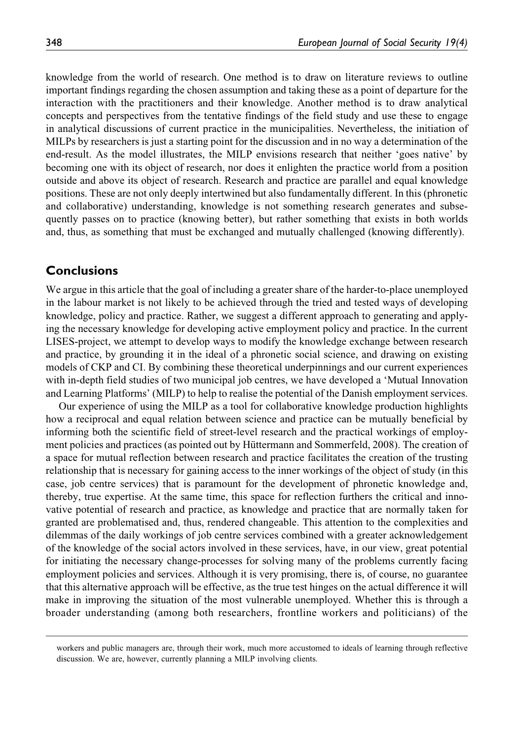knowledge from the world of research. One method is to draw on literature reviews to outline important findings regarding the chosen assumption and taking these as a point of departure for the interaction with the practitioners and their knowledge. Another method is to draw analytical concepts and perspectives from the tentative findings of the field study and use these to engage in analytical discussions of current practice in the municipalities. Nevertheless, the initiation of MILPs by researchers is just a starting point for the discussion and in no way a determination of the end-result. As the model illustrates, the MILP envisions research that neither 'goes native' by becoming one with its object of research, nor does it enlighten the practice world from a position outside and above its object of research. Research and practice are parallel and equal knowledge positions. These are not only deeply intertwined but also fundamentally different. In this (phronetic and collaborative) understanding, knowledge is not something research generates and subsequently passes on to practice (knowing better), but rather something that exists in both worlds and, thus, as something that must be exchanged and mutually challenged (knowing differently).

## Conclusions

We argue in this article that the goal of including a greater share of the harder-to-place unemployed in the labour market is not likely to be achieved through the tried and tested ways of developing knowledge, policy and practice. Rather, we suggest a different approach to generating and applying the necessary knowledge for developing active employment policy and practice. In the current LISES-project, we attempt to develop ways to modify the knowledge exchange between research and practice, by grounding it in the ideal of a phronetic social science, and drawing on existing models of CKP and CI. By combining these theoretical underpinnings and our current experiences with in-depth field studies of two municipal job centres, we have developed a 'Mutual Innovation and Learning Platforms' (MILP) to help to realise the potential of the Danish employment services.

Our experience of using the MILP as a tool for collaborative knowledge production highlights how a reciprocal and equal relation between science and practice can be mutually beneficial by informing both the scientific field of street-level research and the practical workings of employment policies and practices (as pointed out by Hüttermann and Sommerfeld, 2008). The creation of a space for mutual reflection between research and practice facilitates the creation of the trusting relationship that is necessary for gaining access to the inner workings of the object of study (in this case, job centre services) that is paramount for the development of phronetic knowledge and, thereby, true expertise. At the same time, this space for reflection furthers the critical and innovative potential of research and practice, as knowledge and practice that are normally taken for granted are problematised and, thus, rendered changeable. This attention to the complexities and dilemmas of the daily workings of job centre services combined with a greater acknowledgement of the knowledge of the social actors involved in these services, have, in our view, great potential for initiating the necessary change-processes for solving many of the problems currently facing employment policies and services. Although it is very promising, there is, of course, no guarantee that this alternative approach will be effective, as the true test hinges on the actual difference it will make in improving the situation of the most vulnerable unemployed. Whether this is through a broader understanding (among both researchers, frontline workers and politicians) of the

workers and public managers are, through their work, much more accustomed to ideals of learning through reflective discussion. We are, however, currently planning a MILP involving clients.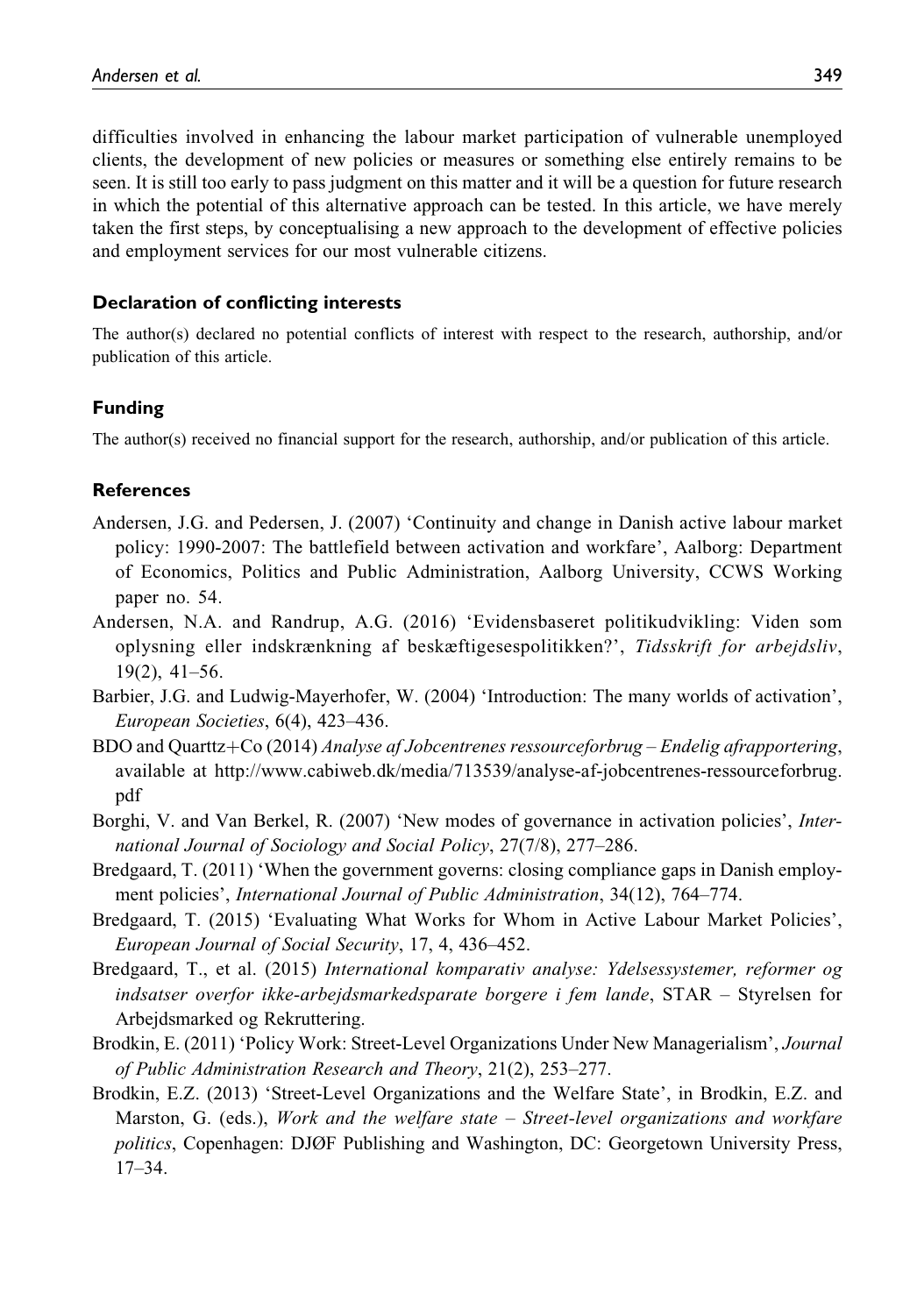difficulties involved in enhancing the labour market participation of vulnerable unemployed clients, the development of new policies or measures or something else entirely remains to be seen. It is still too early to pass judgment on this matter and it will be a question for future research in which the potential of this alternative approach can be tested. In this article, we have merely taken the first steps, by conceptualising a new approach to the development of effective policies and employment services for our most vulnerable citizens.

### Declaration of conflicting interests

The author(s) declared no potential conflicts of interest with respect to the research, authorship, and/or publication of this article.

### Funding

The author(s) received no financial support for the research, authorship, and/or publication of this article.

### References

Andersen, J.G. and Pedersen, J. (2007) 'Continuity and change in Danish active labour market policy: 1990-2007: The battlefield between activation and workfare', Aalborg: Department of Economics, Politics and Public Administration, Aalborg University, CCWS Working paper no. 54.

Andersen, N.A. and Randrup, A.G. (2016) 'Evidensbaseret politikudvikling: Viden som oplysning eller indskrænkning af beskæftigesespolitikken?', *Tidsskrift for arbejdsliv*, 19(2), 41–56.

Barbier, J.G. and Ludwig-Mayerhofer, W. (2004) 'Introduction: The many worlds of activation', *European Societies*, 6(4), 423–436.

BDO and Quarttz+Co (2014) *Analyse af Jobcentrenes ressourceforbrug – Endelig afrapportering*, available at http://www.cabiweb.dk/media/713539/analyse-af-jobcentrenes-ressourceforbrug.pdf

Borghi, V. and Van Berkel, R. (2007) 'New modes of governance in activation policies', *International Journal of Sociology and Social Policy*, 27(7/8), 277–286.

Bredgaard, T. (2011) 'When the government governs: closing compliance gaps in Danish employment policies', *International Journal of Public Administration*, 34(12), 764–774.

Bredgaard, T. (2015) 'Evaluating What Works for Whom in Active Labour Market Policies', *European Journal of Social Security*, 17, 4, 436–452.

Bredgaard, T., et al. (2015) *International komparativ analyse: Ydelsessystemer, reformer og indsatser overfor ikke-arbejdsmarkedsparate borgere i fem lande*, STAR – Styrelsen for Arbejdsmarked og Rekruttering.

Brodkin, E. (2011) 'Policy Work: Street-Level Organizations Under New Managerialism', *Journal of Public Administration Research and Theory*, 21(2), 253–277.

Brodkin, E.Z. (2013) 'Street-Level Organizations and the Welfare State', in Brodkin, E.Z. and Marston, G. (eds.), *Work and the welfare state – Street-level organizations and workfare politics*, Copenhagen: DJØF Publishing and Washington, DC: Georgetown University Press, 17–34.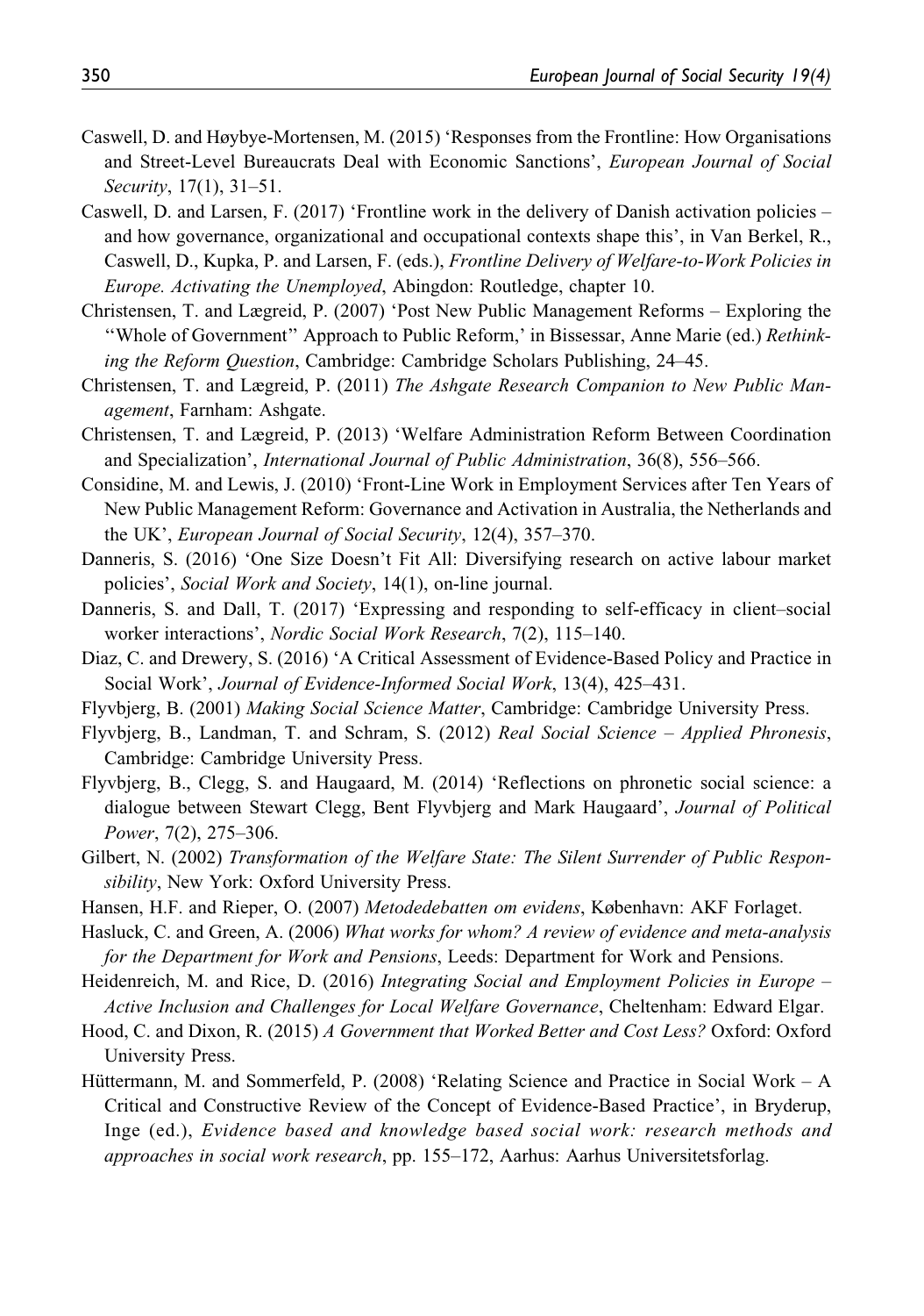Caswell, D. and Høybye-Mortensen, M. (2015) 'Responses from the Frontline: How Organisations and Street-Level Bureaucrats Deal with Economic Sanctions', *European Journal of Social Security*, 17(1), 31–51.

Caswell, D. and Larsen, F. (2017) 'Frontline work in the delivery of Danish activation policies – and how governance, organizational and occupational contexts shape this', in Van Berkel, R., Caswell, D., Kupka, P. and Larsen, F. (eds.), *Frontline Delivery of Welfare-to-Work Policies in Europe. Activating the Unemployed*, Abingdon: Routledge, chapter 10.

Christensen, T. and Lægreid, P. (2007) 'Post New Public Management Reforms – Exploring the ''Whole of Government'' Approach to Public Reform,' in Bissessar, Anne Marie (ed.) *Rethinking the Reform Question*, Cambridge: Cambridge Scholars Publishing, 24–45.

Christensen, T. and Lægreid, P. (2011) *The Ashgate Research Companion to New Public Management*, Farnham: Ashgate.

Christensen, T. and Lægreid, P. (2013) 'Welfare Administration Reform Between Coordination and Specialization', *International Journal of Public Administration*, 36(8), 556–566.

Considine, M. and Lewis, J. (2010) 'Front-Line Work in Employment Services after Ten Years of New Public Management Reform: Governance and Activation in Australia, the Netherlands and the UK', *European Journal of Social Security*, 12(4), 357–370.

Danneris, S. (2016) 'One Size Doesn't Fit All: Diversifying research on active labour market policies', *Social Work and Society*, 14(1), on-line journal.

Danneris, S. and Dall, T. (2017) 'Expressing and responding to self-efficacy in client–social worker interactions', *Nordic Social Work Research*, 7(2), 115–140.

Diaz, C. and Drewery, S. (2016) 'A Critical Assessment of Evidence-Based Policy and Practice in Social Work', *Journal of Evidence-Informed Social Work*, 13(4), 425–431.

Flyvbjerg, B. (2001) *Making Social Science Matter*, Cambridge: Cambridge University Press.

Flyvbjerg, B., Landman, T. and Schram, S. (2012) *Real Social Science – Applied Phronesis*, Cambridge: Cambridge University Press.

Flyvbjerg, B., Clegg, S. and Haugaard, M. (2014) 'Reflections on phronetic social science: a dialogue between Stewart Clegg, Bent Flyvbjerg and Mark Haugaard', *Journal of Political Power*, 7(2), 275–306.

Gilbert, N. (2002) *Transformation of the Welfare State: The Silent Surrender of Public Responsibility*, New York: Oxford University Press.

Hansen, H.F. and Rieper, O. (2007) *Metodedebatten om evidens*, København: AKF Forlaget.

Hasluck, C. and Green, A. (2006) *What works for whom? A review of evidence and meta-analysis for the Department for Work and Pensions*, Leeds: Department for Work and Pensions.

Heidenreich, M. and Rice, D. (2016) *Integrating Social and Employment Policies in Europe – Active Inclusion and Challenges for Local Welfare Governance*, Cheltenham: Edward Elgar.

Hood, C. and Dixon, R. (2015) *A Government that Worked Better and Cost Less?* Oxford: Oxford University Press.

Hüttermann, M. and Sommerfeld, P. (2008) 'Relating Science and Practice in Social Work – A Critical and Constructive Review of the Concept of Evidence-Based Practice', in Bryderup, Inge (ed.), *Evidence based and knowledge based social work: research methods and approaches in social work research*, pp. 155–172, Aarhus: Aarhus Universitetsforlag.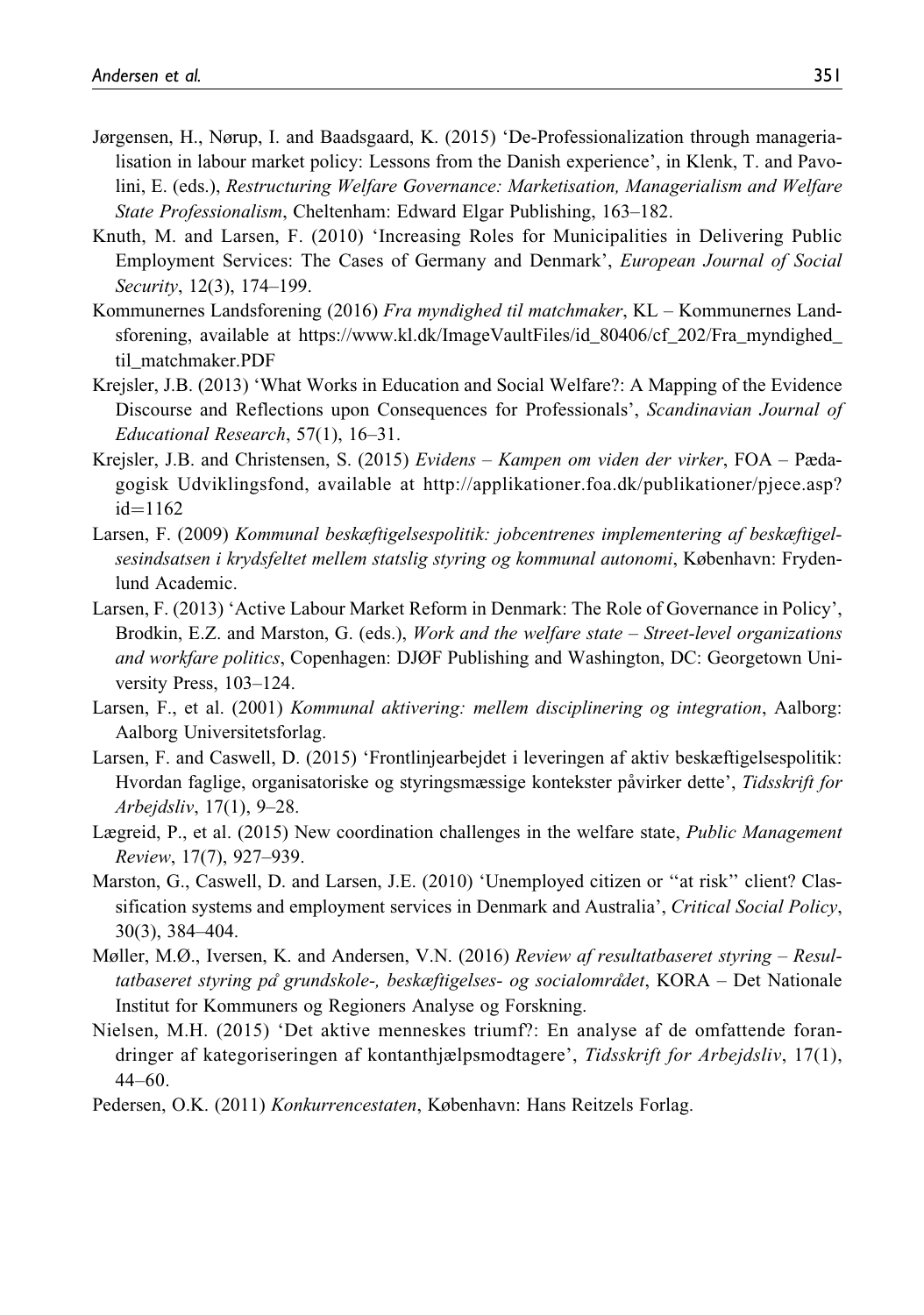Jørgensen, H., Nørup, I. and Baadsgaard, K. (2015) 'De-Professionalization through managerialisation in labour market policy: Lessons from the Danish experience', in Klenk, T. and Pavolini, E. (eds.), *Restructuring Welfare Governance: Marketisation, Managerialism and Welfare State Professionalism*, Cheltenham: Edward Elgar Publishing, 163–182.

Knuth, M. and Larsen, F. (2010) 'Increasing Roles for Municipalities in Delivering Public Employment Services: The Cases of Germany and Denmark', *European Journal of Social Security*, 12(3), 174–199.

Kommunernes Landsforening (2016) *Fra myndighed til matchmaker*, KL – Kommunernes Landsforening, available at https://www.kl.dk/ImageVaultFiles/id_80406/cf_202/Fra_myndighed_til_matchmaker.PDF

Krejsler, J.B. (2013) 'What Works in Education and Social Welfare?: A Mapping of the Evidence Discourse and Reflections upon Consequences for Professionals', *Scandinavian Journal of Educational Research*, 57(1), 16–31.

Krejsler, J.B. and Christensen, S. (2015) *Evidens – Kampen om viden der virker*, FOA – Pædagogisk Udviklingsfond, available at http://applikationer.foa.dk/publikationer/pjece.asp?id=1162

Larsen, F. (2009) *Kommunal beskæftigelsespolitik: jobcentrenes implementering af beskæftigelsesindsatsen i krydsfeltet mellem statslig styring og kommunal autonomi*, København: Frydenlund Academic.

Larsen, F. (2013) 'Active Labour Market Reform in Denmark: The Role of Governance in Policy', Brodkin, E.Z. and Marston, G. (eds.), *Work and the welfare state – Street-level organizations and workfare politics*, Copenhagen: DJØF Publishing and Washington, DC: Georgetown University Press, 103–124.

Larsen, F., et al. (2001) *Kommunal aktivering: mellem disciplinering og integration*, Aalborg: Aalborg Universitetsforlag.

Larsen, F. and Caswell, D. (2015) 'Frontlinjearbejdet i leveringen af aktiv beskæftigelsespolitik: Hvordan faglige, organisatoriske og styringsmæssige kontekster påvirker dette', *Tidsskrift for Arbejdsliv*, 17(1), 9–28.

Lægreid, P., et al. (2015) New coordination challenges in the welfare state, *Public Management Review*, 17(7), 927–939.

Marston, G., Caswell, D. and Larsen, J.E. (2010) 'Unemployed citizen or "at risk" client? Classification systems and employment services in Denmark and Australia', *Critical Social Policy*, 30(3), 384–404.

Møller, M.Ø., Iversen, K. and Andersen, V.N. (2016) *Review af resultatbaseret styring – Resultatbaseret styring på grundskole-, beskæftigelses- og socialområdet*, KORA – Det Nationale Institut for Kommuners og Regioners Analyse og Forskning.

Nielsen, M.H. (2015) 'Det aktive menneskes triumf?: En analyse af de omfattende forandringer af kategoriseringen af kontanthjælpsmodtagere', *Tidsskrift for Arbejdsliv*, 17(1), 44–60.

Pedersen, O.K. (2011) *Konkurrencestaten*, København: Hans Reitzels Forlag.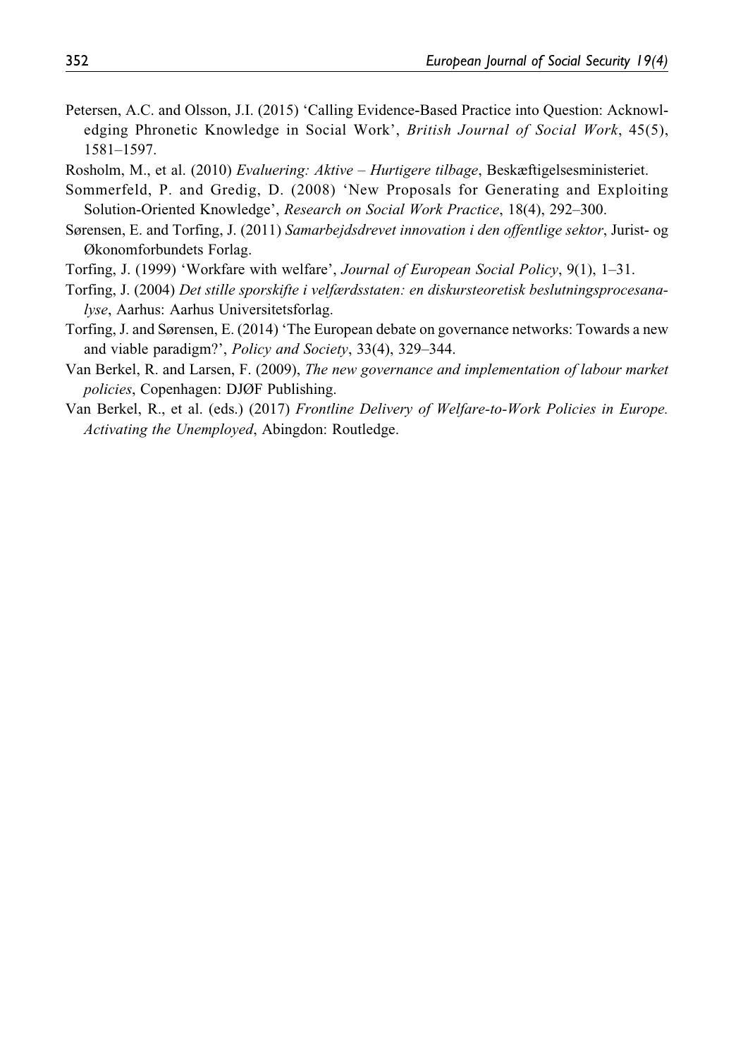Petersen, A.C. and Olsson, J.I. (2015) 'Calling Evidence-Based Practice into Question: Acknowledging Phronetic Knowledge in Social Work', *British Journal of Social Work*, 45(5), 1581–1597.

Rosholm, M., et al. (2010) *Evaluering: Aktive – Hurtigere tilbage*, Beskæftigelsesministeriet.

Sommerfeld, P. and Gredig, D. (2008) 'New Proposals for Generating and Exploiting Solution-Oriented Knowledge', *Research on Social Work Practice*, 18(4), 292–300.

Sørensen, E. and Torfing, J. (2011) *Samarbejdsdrevet innovation i den offentlige sektor*, Jurist- og Økonomforbundets Forlag.

Torfing, J. (1999) 'Workfare with welfare', *Journal of European Social Policy*, 9(1), 1–31.

Torfing, J. (2004) *Det stille sporskifte i velfærdsstaten: en diskursteoretisk beslutningsprocesanalyse*, Aarhus: Aarhus Universitetsforlag.

Torfing, J. and Sørensen, E. (2014) 'The European debate on governance networks: Towards a new and viable paradigm?', *Policy and Society*, 33(4), 329–344.

Van Berkel, R. and Larsen, F. (2009), *The new governance and implementation of labour market policies*, Copenhagen: DJØF Publishing.

Van Berkel, R., et al. (eds.) (2017) *Frontline Delivery of Welfare-to-Work Policies in Europe. Activating the Unemployed*, Abingdon: Routledge.